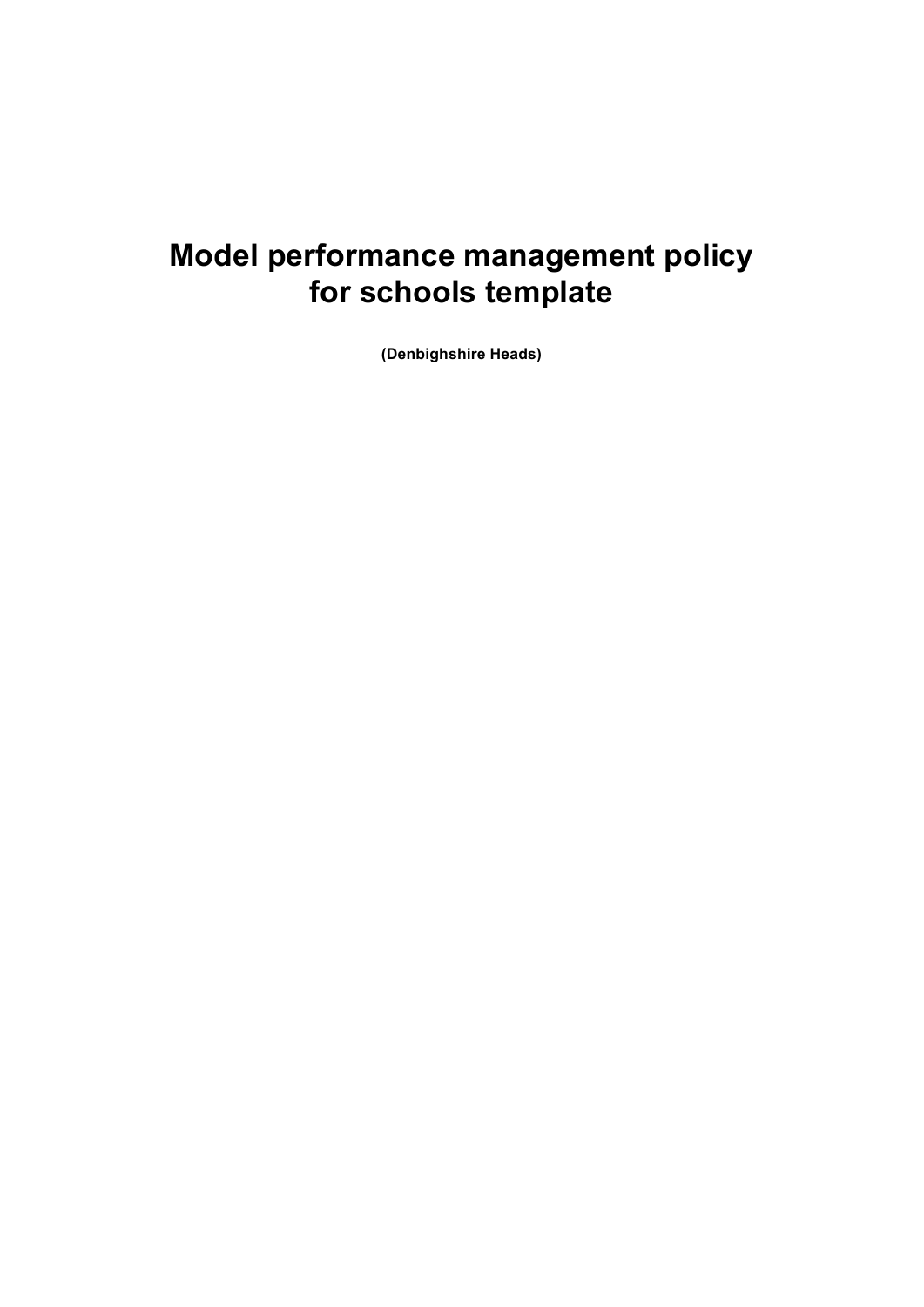# Model performance management policy for schools template

**(Denbighshire Heads)**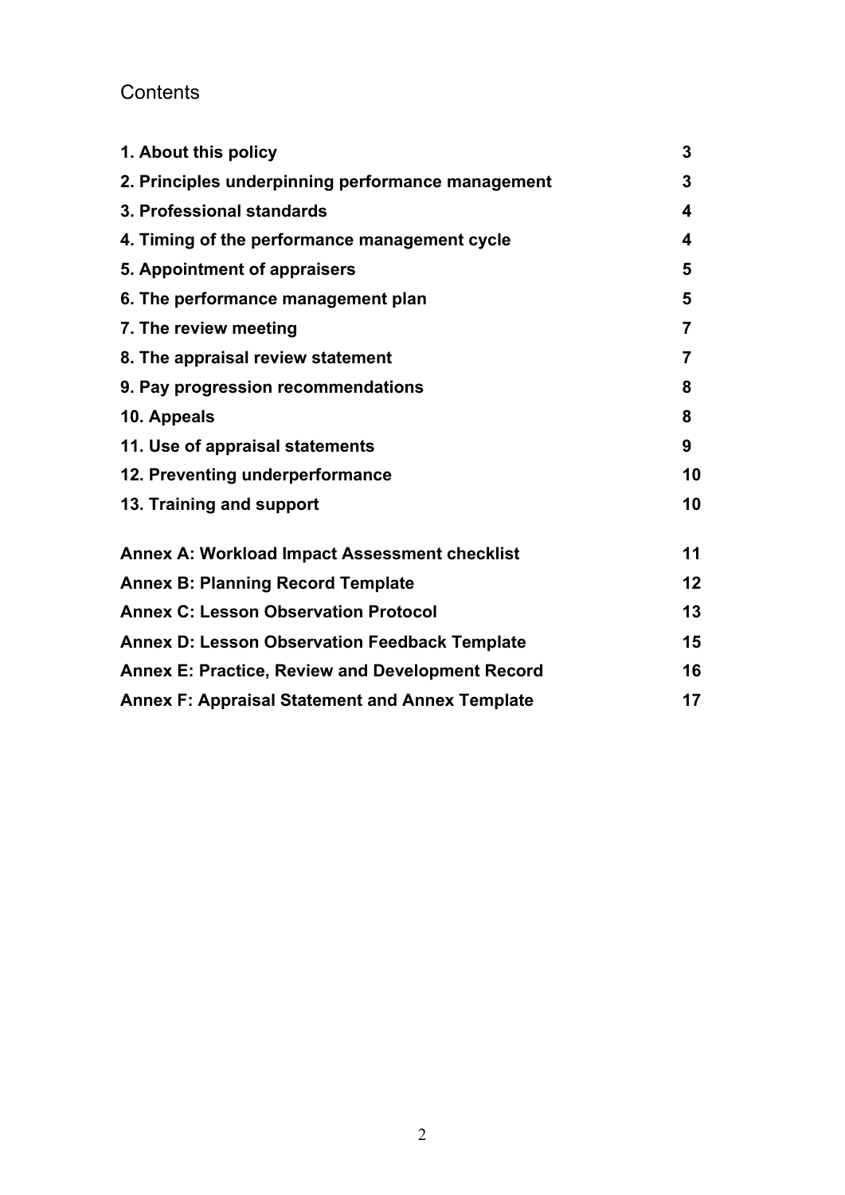# Contents

| | |
|---|---|
| **1. About this policy** | **3** |
| **2. Principles underpinning performance management** | **3** |
| **3. Professional standards** | **4** |
| **4. Timing of the performance management cycle** | **4** |
| **5. Appointment of appraisers** | **5** |
| **6. The performance management plan** | **5** |
| **7. The review meeting** | **7** |
| **8. The appraisal review statement** | **7** |
| **9. Pay progression recommendations** | **8** |
| **10. Appeals** | **8** |
| **11. Use of appraisal statements** | **9** |
| **12. Preventing underperformance** | **10** |
| **13. Training and support** | **10** |
| **Annex A: Workload Impact Assessment checklist** | **11** |
| **Annex B: Planning Record Template** | **12** |
| **Annex C: Lesson Observation Protocol** | **13** |
| **Annex D: Lesson Observation Feedback Template** | **15** |
| **Annex E: Practice, Review and Development Record** | **16** |
| **Annex F: Appraisal Statement and Annex Template** | **17** |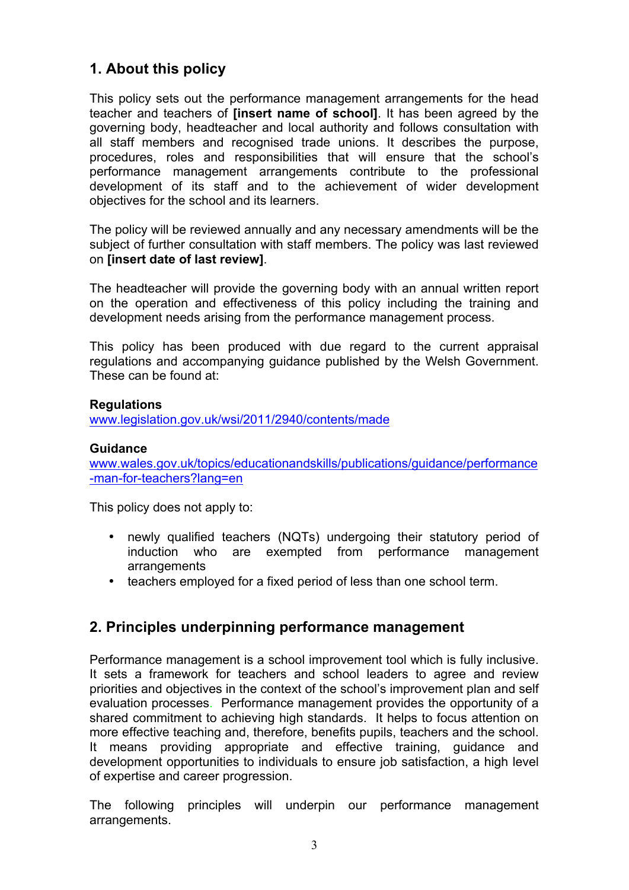## 1. About this policy

This policy sets out the performance management arrangements for the head teacher and teachers of **[insert name of school]**. It has been agreed by the governing body, headteacher and local authority and follows consultation with all staff members and recognised trade unions. It describes the purpose, procedures, roles and responsibilities that will ensure that the school's performance management arrangements contribute to the professional development of its staff and to the achievement of wider development objectives for the school and its learners.

The policy will be reviewed annually and any necessary amendments will be the subject of further consultation with staff members. The policy was last reviewed on **[insert date of last review]**.

The headteacher will provide the governing body with an annual written report on the operation and effectiveness of this policy including the training and development needs arising from the performance management process.

This policy has been produced with due regard to the current appraisal regulations and accompanying guidance published by the Welsh Government. These can be found at:

**Regulations**
www.legislation.gov.uk/wsi/2011/2940/contents/made

**Guidance**
www.wales.gov.uk/topics/educationandskills/publications/guidance/performance-man-for-teachers?lang=en

This policy does not apply to:

- newly qualified teachers (NQTs) undergoing their statutory period of induction who are exempted from performance management arrangements
- teachers employed for a fixed period of less than one school term.

## 2. Principles underpinning performance management

Performance management is a school improvement tool which is fully inclusive. It sets a framework for teachers and school leaders to agree and review priorities and objectives in the context of the school's improvement plan and self evaluation processes. Performance management provides the opportunity of a shared commitment to achieving high standards. It helps to focus attention on more effective teaching and, therefore, benefits pupils, teachers and the school. It means providing appropriate and effective training, guidance and development opportunities to individuals to ensure job satisfaction, a high level of expertise and career progression.

The following principles will underpin our performance management arrangements.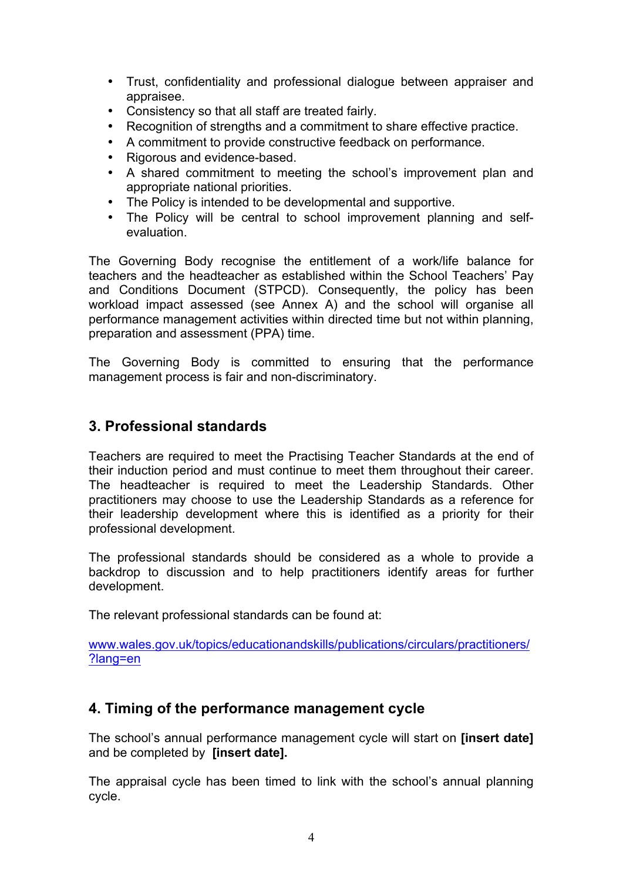- Trust, confidentiality and professional dialogue between appraiser and appraisee.
- Consistency so that all staff are treated fairly.
- Recognition of strengths and a commitment to share effective practice.
- A commitment to provide constructive feedback on performance.
- Rigorous and evidence-based.
- A shared commitment to meeting the school's improvement plan and appropriate national priorities.
- The Policy is intended to be developmental and supportive.
- The Policy will be central to school improvement planning and self-evaluation.

The Governing Body recognise the entitlement of a work/life balance for teachers and the headteacher as established within the School Teachers' Pay and Conditions Document (STPCD). Consequently, the policy has been workload impact assessed (see Annex A) and the school will organise all performance management activities within directed time but not within planning, preparation and assessment (PPA) time.

The Governing Body is committed to ensuring that the performance management process is fair and non-discriminatory.

## 3. Professional standards

Teachers are required to meet the Practising Teacher Standards at the end of their induction period and must continue to meet them throughout their career. The headteacher is required to meet the Leadership Standards. Other practitioners may choose to use the Leadership Standards as a reference for their leadership development where this is identified as a priority for their professional development.

The professional standards should be considered as a whole to provide a backdrop to discussion and to help practitioners identify areas for further development.

The relevant professional standards can be found at:

www.wales.gov.uk/topics/educationandskills/publications/circulars/practitioners/?lang=en

## 4. Timing of the performance management cycle

The school's annual performance management cycle will start on **[insert date]** and be completed by **[insert date].**

The appraisal cycle has been timed to link with the school's annual planning cycle.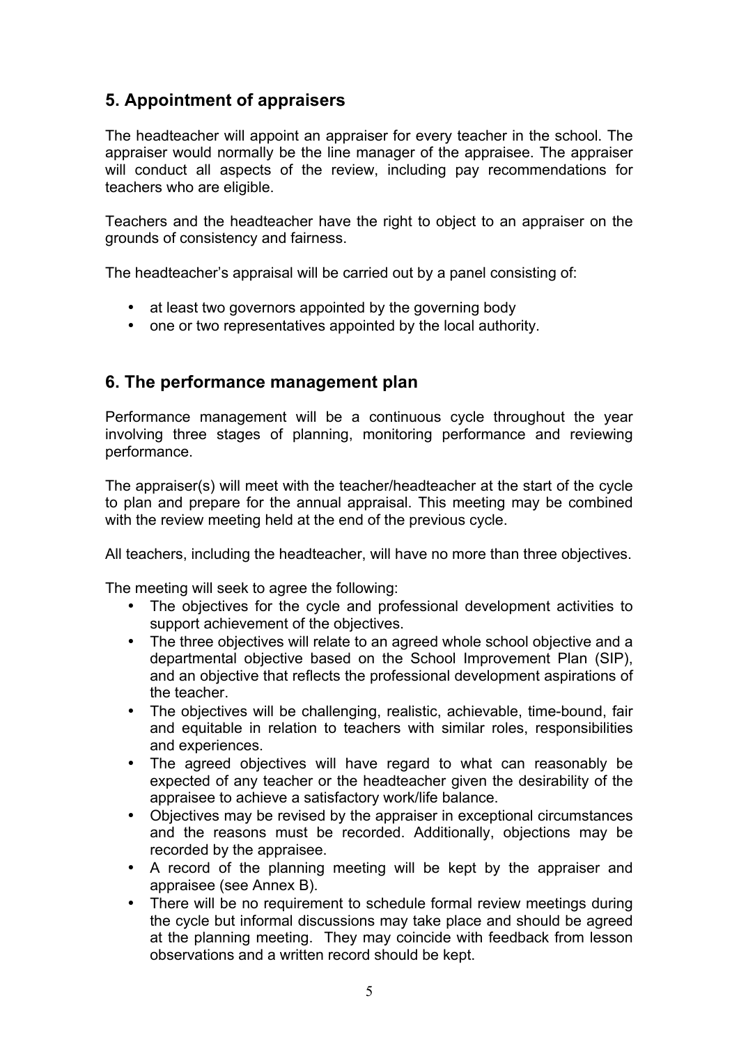## 5. Appointment of appraisers

The headteacher will appoint an appraiser for every teacher in the school. The appraiser would normally be the line manager of the appraisee. The appraiser will conduct all aspects of the review, including pay recommendations for teachers who are eligible.

Teachers and the headteacher have the right to object to an appraiser on the grounds of consistency and fairness.

The headteacher's appraisal will be carried out by a panel consisting of:

- at least two governors appointed by the governing body
- one or two representatives appointed by the local authority.

## 6. The performance management plan

Performance management will be a continuous cycle throughout the year involving three stages of planning, monitoring performance and reviewing performance.

The appraiser(s) will meet with the teacher/headteacher at the start of the cycle to plan and prepare for the annual appraisal. This meeting may be combined with the review meeting held at the end of the previous cycle.

All teachers, including the headteacher, will have no more than three objectives.

The meeting will seek to agree the following:

- The objectives for the cycle and professional development activities to support achievement of the objectives.
- The three objectives will relate to an agreed whole school objective and a departmental objective based on the School Improvement Plan (SIP), and an objective that reflects the professional development aspirations of the teacher.
- The objectives will be challenging, realistic, achievable, time-bound, fair and equitable in relation to teachers with similar roles, responsibilities and experiences.
- The agreed objectives will have regard to what can reasonably be expected of any teacher or the headteacher given the desirability of the appraisee to achieve a satisfactory work/life balance.
- Objectives may be revised by the appraiser in exceptional circumstances and the reasons must be recorded. Additionally, objections may be recorded by the appraisee.
- A record of the planning meeting will be kept by the appraiser and appraisee (see Annex B).
- There will be no requirement to schedule formal review meetings during the cycle but informal discussions may take place and should be agreed at the planning meeting. They may coincide with feedback from lesson observations and a written record should be kept.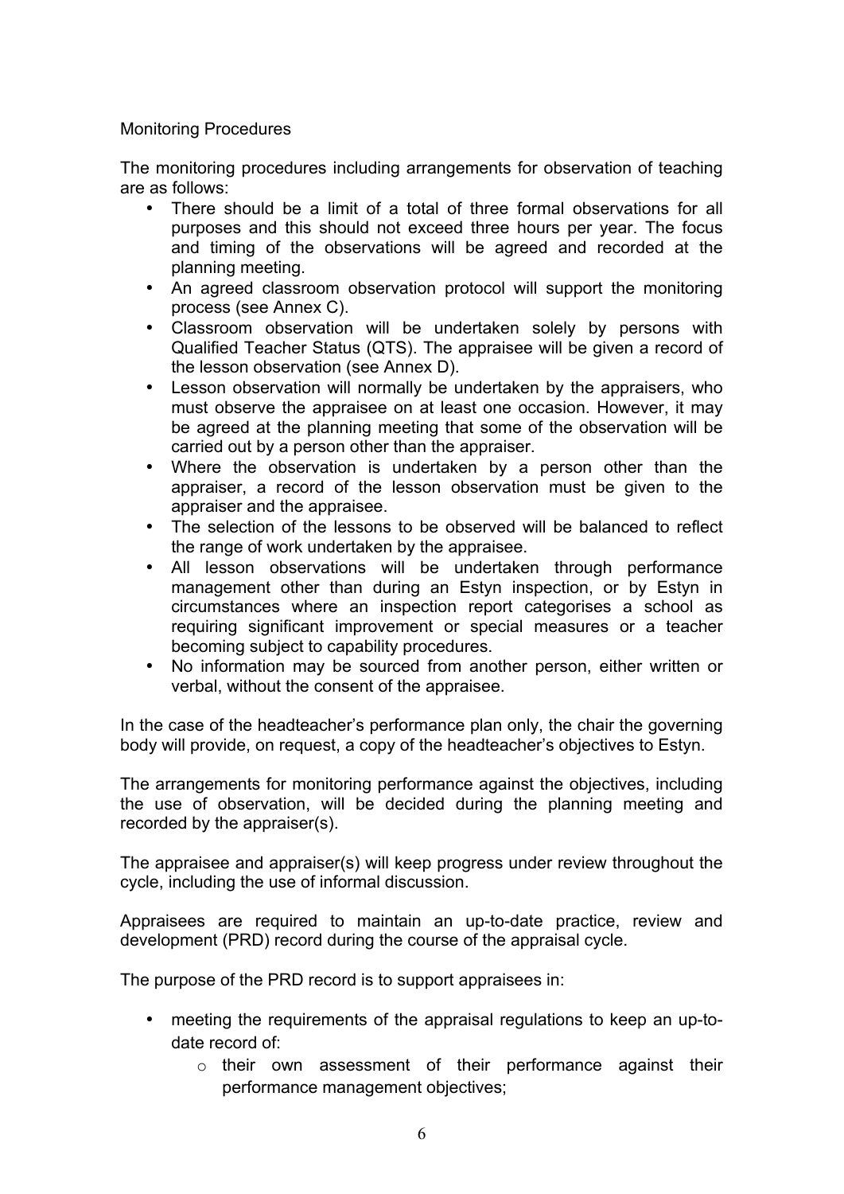Monitoring Procedures

The monitoring procedures including arrangements for observation of teaching are as follows:

- There should be a limit of a total of three formal observations for all purposes and this should not exceed three hours per year. The focus and timing of the observations will be agreed and recorded at the planning meeting.
- An agreed classroom observation protocol will support the monitoring process (see Annex C).
- Classroom observation will be undertaken solely by persons with Qualified Teacher Status (QTS). The appraisee will be given a record of the lesson observation (see Annex D).
- Lesson observation will normally be undertaken by the appraisers, who must observe the appraisee on at least one occasion. However, it may be agreed at the planning meeting that some of the observation will be carried out by a person other than the appraiser.
- Where the observation is undertaken by a person other than the appraiser, a record of the lesson observation must be given to the appraiser and the appraisee.
- The selection of the lessons to be observed will be balanced to reflect the range of work undertaken by the appraisee.
- All lesson observations will be undertaken through performance management other than during an Estyn inspection, or by Estyn in circumstances where an inspection report categorises a school as requiring significant improvement or special measures or a teacher becoming subject to capability procedures.
- No information may be sourced from another person, either written or verbal, without the consent of the appraisee.

In the case of the headteacher's performance plan only, the chair the governing body will provide, on request, a copy of the headteacher's objectives to Estyn.

The arrangements for monitoring performance against the objectives, including the use of observation, will be decided during the planning meeting and recorded by the appraiser(s).

The appraisee and appraiser(s) will keep progress under review throughout the cycle, including the use of informal discussion.

Appraisees are required to maintain an up-to-date practice, review and development (PRD) record during the course of the appraisal cycle.

The purpose of the PRD record is to support appraisees in:

- meeting the requirements of the appraisal regulations to keep an up-to-date record of:
    - their own assessment of their performance against their performance management objectives;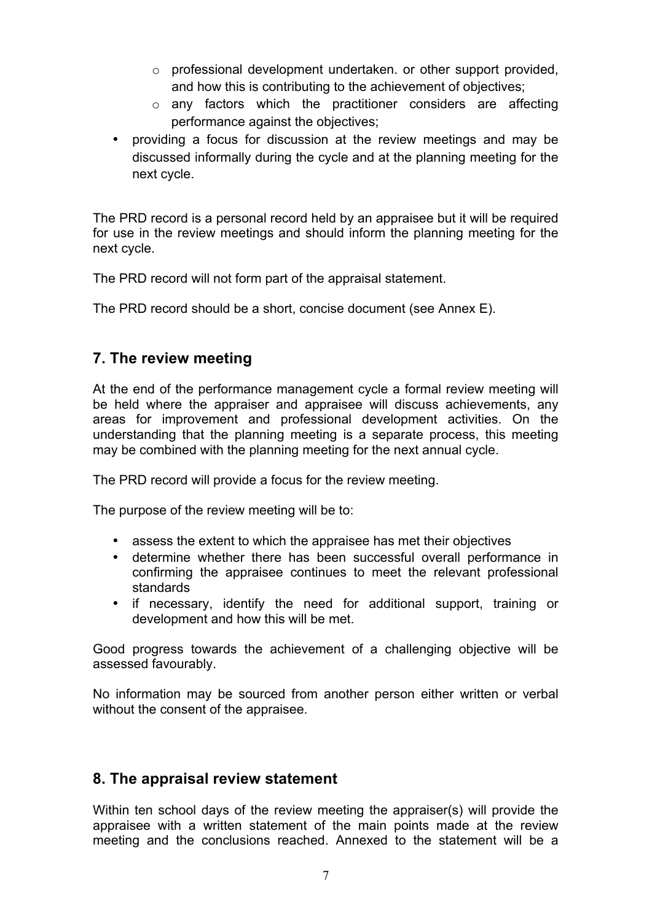- professional development undertaken. or other support provided, and how this is contributing to the achievement of objectives;
    - any factors which the practitioner considers are affecting performance against the objectives;
- providing a focus for discussion at the review meetings and may be discussed informally during the cycle and at the planning meeting for the next cycle.

The PRD record is a personal record held by an appraisee but it will be required for use in the review meetings and should inform the planning meeting for the next cycle.

The PRD record will not form part of the appraisal statement.

The PRD record should be a short, concise document (see Annex E).

## 7. The review meeting

At the end of the performance management cycle a formal review meeting will be held where the appraiser and appraisee will discuss achievements, any areas for improvement and professional development activities. On the understanding that the planning meeting is a separate process, this meeting may be combined with the planning meeting for the next annual cycle.

The PRD record will provide a focus for the review meeting.

The purpose of the review meeting will be to:

- assess the extent to which the appraisee has met their objectives
- determine whether there has been successful overall performance in confirming the appraisee continues to meet the relevant professional standards
- if necessary, identify the need for additional support, training or development and how this will be met.

Good progress towards the achievement of a challenging objective will be assessed favourably.

No information may be sourced from another person either written or verbal without the consent of the appraisee.

## 8. The appraisal review statement

Within ten school days of the review meeting the appraiser(s) will provide the appraisee with a written statement of the main points made at the review meeting and the conclusions reached. Annexed to the statement will be a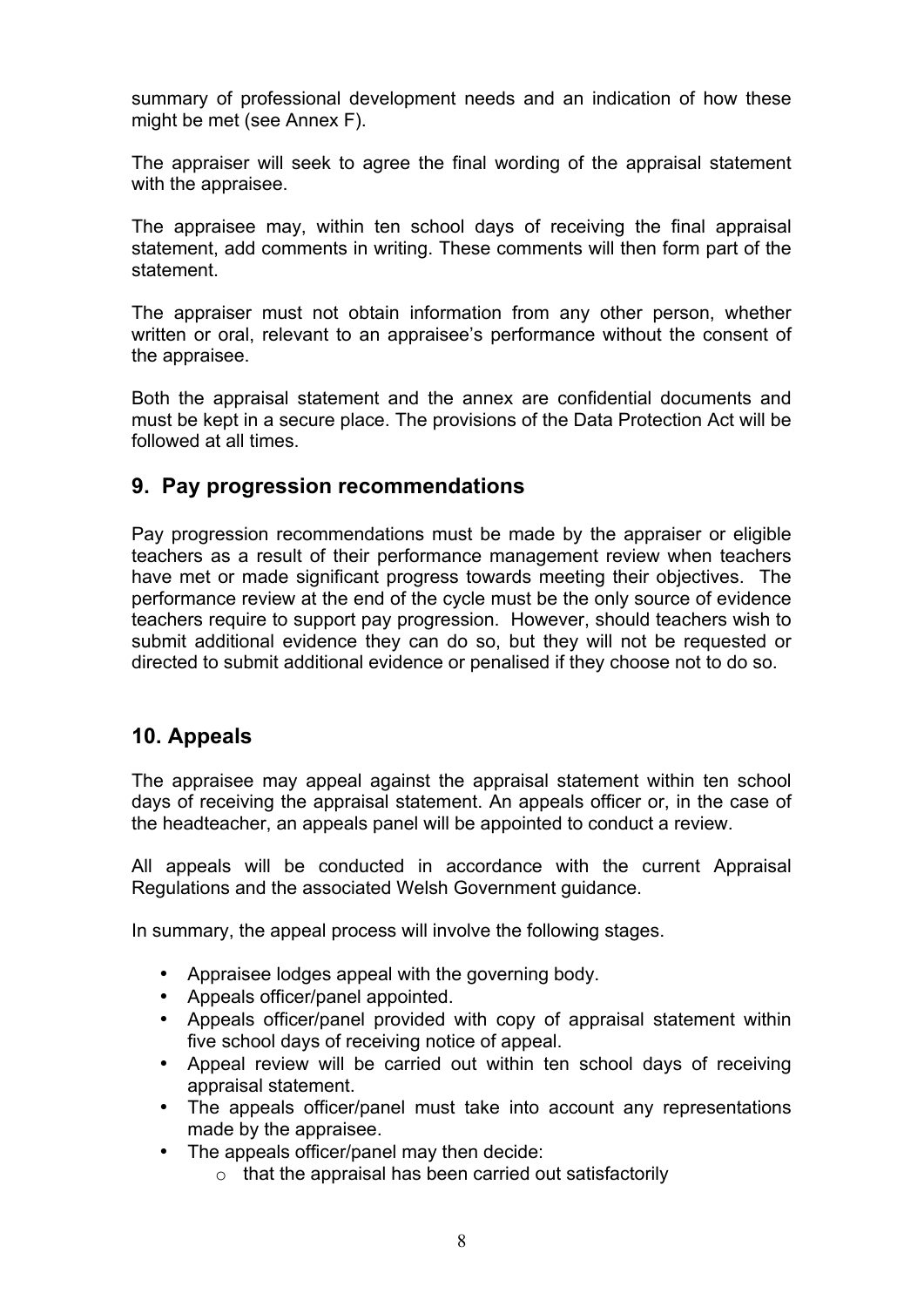summary of professional development needs and an indication of how these might be met (see Annex F).

The appraiser will seek to agree the final wording of the appraisal statement with the appraisee.

The appraisee may, within ten school days of receiving the final appraisal statement, add comments in writing. These comments will then form part of the statement.

The appraiser must not obtain information from any other person, whether written or oral, relevant to an appraisee's performance without the consent of the appraisee.

Both the appraisal statement and the annex are confidential documents and must be kept in a secure place. The provisions of the Data Protection Act will be followed at all times.

## 9. Pay progression recommendations

Pay progression recommendations must be made by the appraiser or eligible teachers as a result of their performance management review when teachers have met or made significant progress towards meeting their objectives. The performance review at the end of the cycle must be the only source of evidence teachers require to support pay progression. However, should teachers wish to submit additional evidence they can do so, but they will not be requested or directed to submit additional evidence or penalised if they choose not to do so.

## 10. Appeals

The appraisee may appeal against the appraisal statement within ten school days of receiving the appraisal statement. An appeals officer or, in the case of the headteacher, an appeals panel will be appointed to conduct a review.

All appeals will be conducted in accordance with the current Appraisal Regulations and the associated Welsh Government guidance.

In summary, the appeal process will involve the following stages.

- Appraisee lodges appeal with the governing body.
- Appeals officer/panel appointed.
- Appeals officer/panel provided with copy of appraisal statement within five school days of receiving notice of appeal.
- Appeal review will be carried out within ten school days of receiving appraisal statement.
- The appeals officer/panel must take into account any representations made by the appraisee.
- The appeals officer/panel may then decide:
  - that the appraisal has been carried out satisfactorily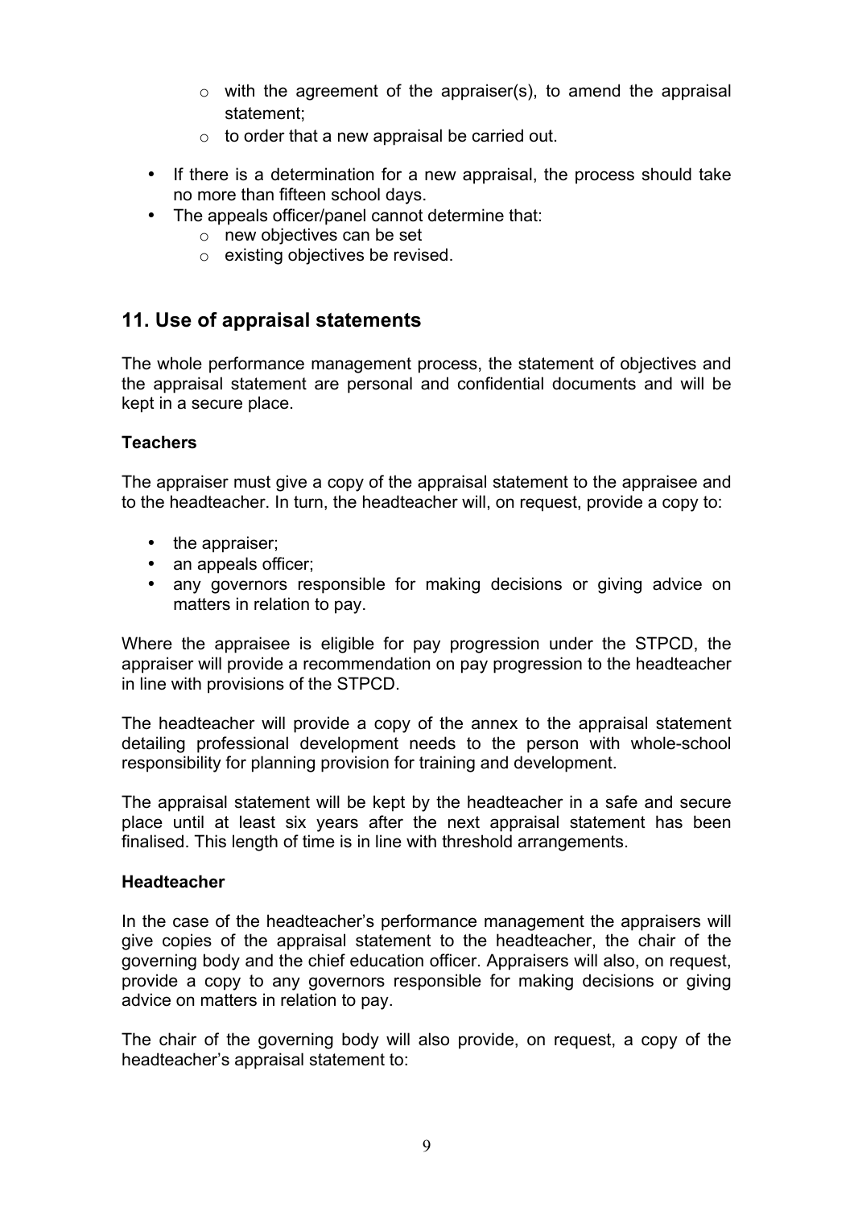- with the agreement of the appraiser(s), to amend the appraisal statement;
  - to order that a new appraisal be carried out.

- If there is a determination for a new appraisal, the process should take no more than fifteen school days.
- The appeals officer/panel cannot determine that:
  - new objectives can be set
  - existing objectives be revised.

## 11. Use of appraisal statements

The whole performance management process, the statement of objectives and the appraisal statement are personal and confidential documents and will be kept in a secure place.

**Teachers**

The appraiser must give a copy of the appraisal statement to the appraisee and to the headteacher. In turn, the headteacher will, on request, provide a copy to:

- the appraiser;
- an appeals officer;
- any governors responsible for making decisions or giving advice on matters in relation to pay.

Where the appraisee is eligible for pay progression under the STPCD, the appraiser will provide a recommendation on pay progression to the headteacher in line with provisions of the STPCD.

The headteacher will provide a copy of the annex to the appraisal statement detailing professional development needs to the person with whole-school responsibility for planning provision for training and development.

The appraisal statement will be kept by the headteacher in a safe and secure place until at least six years after the next appraisal statement has been finalised. This length of time is in line with threshold arrangements.

**Headteacher**

In the case of the headteacher's performance management the appraisers will give copies of the appraisal statement to the headteacher, the chair of the governing body and the chief education officer. Appraisers will also, on request, provide a copy to any governors responsible for making decisions or giving advice on matters in relation to pay.

The chair of the governing body will also provide, on request, a copy of the headteacher's appraisal statement to: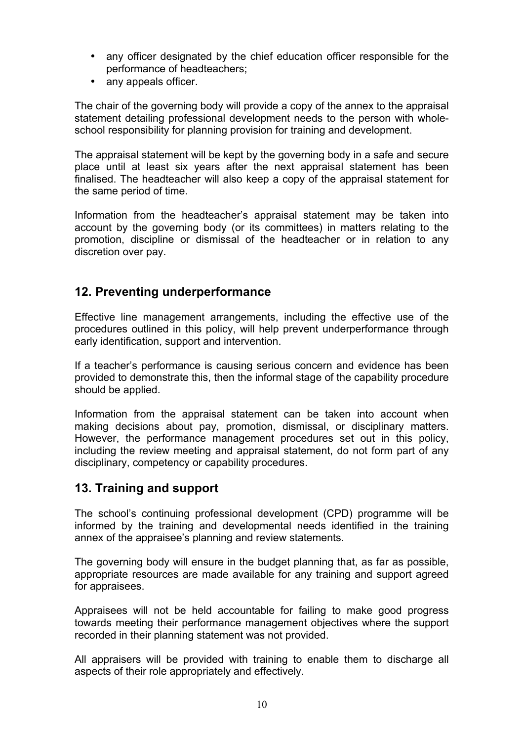- any officer designated by the chief education officer responsible for the performance of headteachers;
- any appeals officer.

The chair of the governing body will provide a copy of the annex to the appraisal statement detailing professional development needs to the person with whole-school responsibility for planning provision for training and development.

The appraisal statement will be kept by the governing body in a safe and secure place until at least six years after the next appraisal statement has been finalised. The headteacher will also keep a copy of the appraisal statement for the same period of time.

Information from the headteacher's appraisal statement may be taken into account by the governing body (or its committees) in matters relating to the promotion, discipline or dismissal of the headteacher or in relation to any discretion over pay.

## 12. Preventing underperformance

Effective line management arrangements, including the effective use of the procedures outlined in this policy, will help prevent underperformance through early identification, support and intervention.

If a teacher's performance is causing serious concern and evidence has been provided to demonstrate this, then the informal stage of the capability procedure should be applied.

Information from the appraisal statement can be taken into account when making decisions about pay, promotion, dismissal, or disciplinary matters. However, the performance management procedures set out in this policy, including the review meeting and appraisal statement, do not form part of any disciplinary, competency or capability procedures.

## 13. Training and support

The school's continuing professional development (CPD) programme will be informed by the training and developmental needs identified in the training annex of the appraisee's planning and review statements.

The governing body will ensure in the budget planning that, as far as possible, appropriate resources are made available for any training and support agreed for appraisees.

Appraisees will not be held accountable for failing to make good progress towards meeting their performance management objectives where the support recorded in their planning statement was not provided.

All appraisers will be provided with training to enable them to discharge all aspects of their role appropriately and effectively.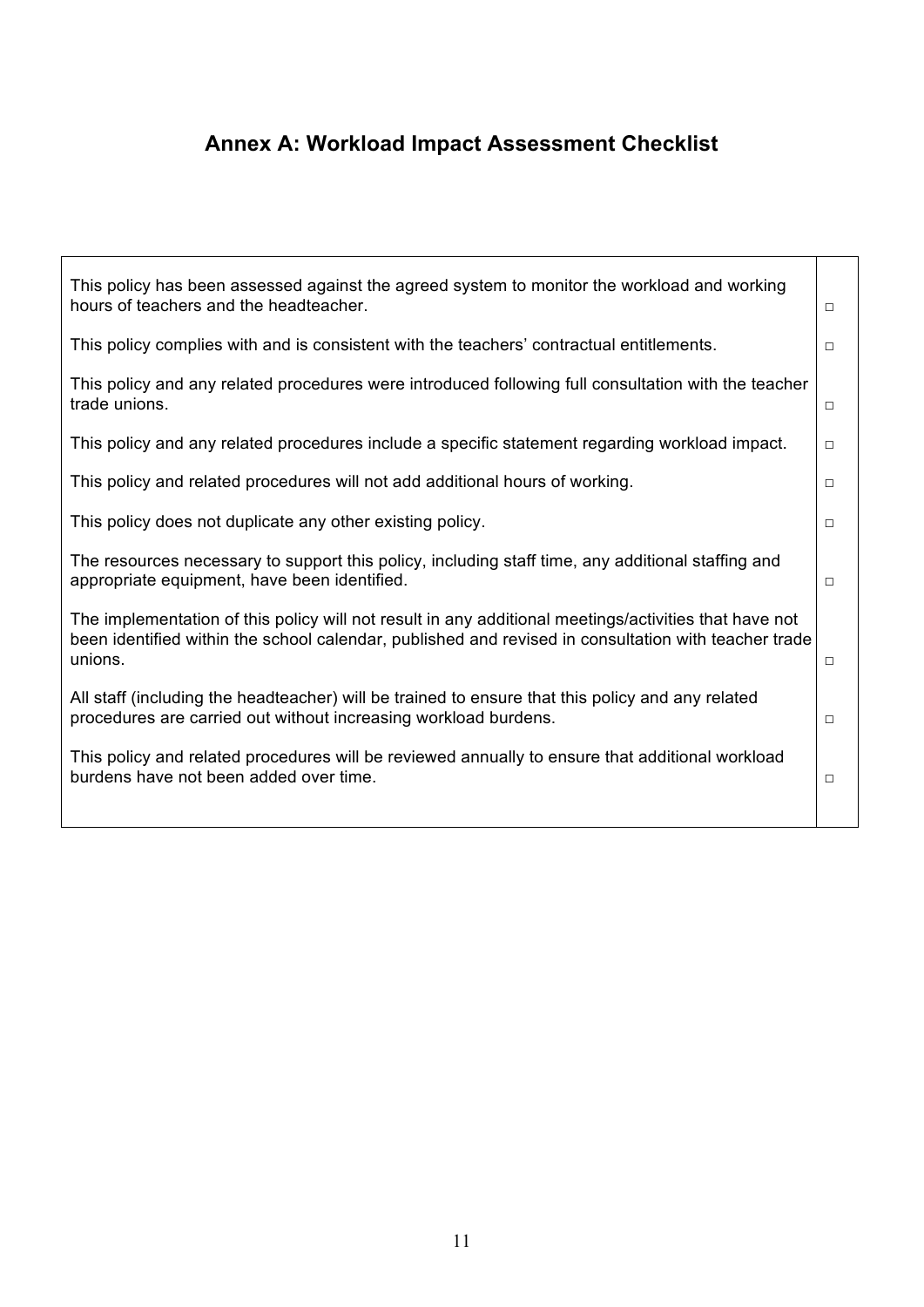## Annex A: Workload Impact Assessment Checklist

| | |
|---|---|
| This policy has been assessed against the agreed system to monitor the workload and working hours of teachers and the headteacher. | □ |
| This policy complies with and is consistent with the teachers' contractual entitlements. | □ |
| This policy and any related procedures were introduced following full consultation with the teacher trade unions. | □ |
| This policy and any related procedures include a specific statement regarding workload impact. | □ |
| This policy and related procedures will not add additional hours of working. | □ |
| This policy does not duplicate any other existing policy. | □ |
| The resources necessary to support this policy, including staff time, any additional staffing and appropriate equipment, have been identified. | □ |
| The implementation of this policy will not result in any additional meetings/activities that have not been identified within the school calendar, published and revised in consultation with teacher trade unions. | □ |
| All staff (including the headteacher) will be trained to ensure that this policy and any related procedures are carried out without increasing workload burdens. | □ |
| This policy and related procedures will be reviewed annually to ensure that additional workload burdens have not been added over time. | □ |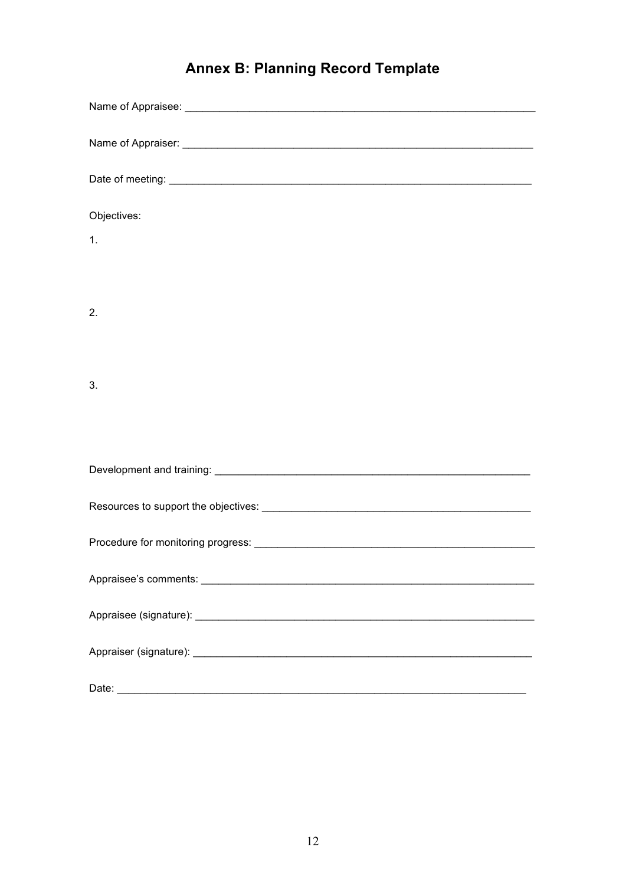# Annex B: Planning Record Template

Name of Appraisee: ____________________________________________________________

Name of Appraiser: ____________________________________________________________

Date of meeting: ______________________________________________________________

Objectives:

1.

2.

3.

Development and training: ______________________________________________________

Resources to support the objectives: _____________________________________________

Procedure for monitoring progress: _______________________________________________

Appraisee's comments: _________________________________________________________

Appraisee (signature): __________________________________________________________

Appraiser (signature): __________________________________________________________

Date: _________________________________________________________________________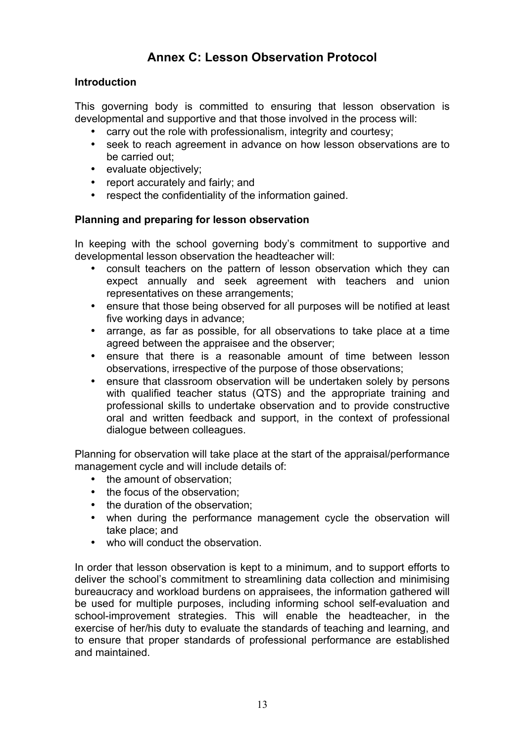# Annex C: Lesson Observation Protocol

## Introduction

This governing body is committed to ensuring that lesson observation is developmental and supportive and that those involved in the process will:

- carry out the role with professionalism, integrity and courtesy;
- seek to reach agreement in advance on how lesson observations are to be carried out;
- evaluate objectively;
- report accurately and fairly; and
- respect the confidentiality of the information gained.

## Planning and preparing for lesson observation

In keeping with the school governing body's commitment to supportive and developmental lesson observation the headteacher will:

- consult teachers on the pattern of lesson observation which they can expect annually and seek agreement with teachers and union representatives on these arrangements;
- ensure that those being observed for all purposes will be notified at least five working days in advance;
- arrange, as far as possible, for all observations to take place at a time agreed between the appraisee and the observer;
- ensure that there is a reasonable amount of time between lesson observations, irrespective of the purpose of those observations;
- ensure that classroom observation will be undertaken solely by persons with qualified teacher status (QTS) and the appropriate training and professional skills to undertake observation and to provide constructive oral and written feedback and support, in the context of professional dialogue between colleagues.

Planning for observation will take place at the start of the appraisal/performance management cycle and will include details of:

- the amount of observation;
- the focus of the observation;
- the duration of the observation;
- when during the performance management cycle the observation will take place; and
- who will conduct the observation.

In order that lesson observation is kept to a minimum, and to support efforts to deliver the school's commitment to streamlining data collection and minimising bureaucracy and workload burdens on appraisees, the information gathered will be used for multiple purposes, including informing school self-evaluation and school-improvement strategies. This will enable the headteacher, in the exercise of her/his duty to evaluate the standards of teaching and learning, and to ensure that proper standards of professional performance are established and maintained.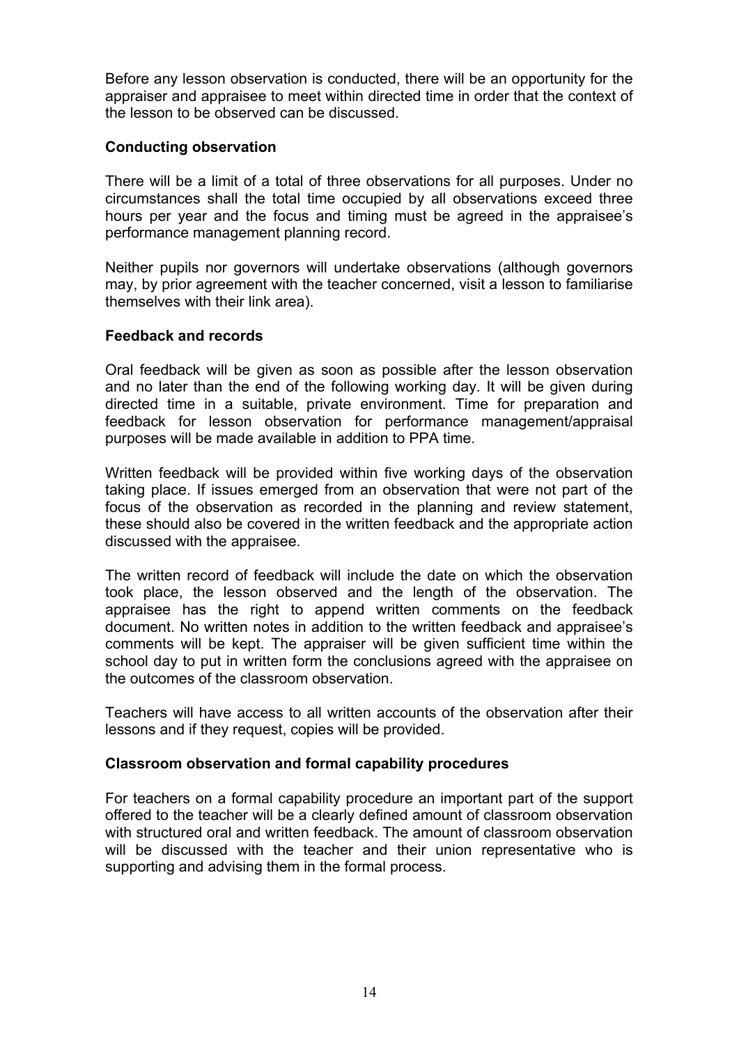Before any lesson observation is conducted, there will be an opportunity for the appraiser and appraisee to meet within directed time in order that the context of the lesson to be observed can be discussed.

**Conducting observation**

There will be a limit of a total of three observations for all purposes. Under no circumstances shall the total time occupied by all observations exceed three hours per year and the focus and timing must be agreed in the appraisee's performance management planning record.

Neither pupils nor governors will undertake observations (although governors may, by prior agreement with the teacher concerned, visit a lesson to familiarise themselves with their link area).

**Feedback and records**

Oral feedback will be given as soon as possible after the lesson observation and no later than the end of the following working day. It will be given during directed time in a suitable, private environment. Time for preparation and feedback for lesson observation for performance management/appraisal purposes will be made available in addition to PPA time.

Written feedback will be provided within five working days of the observation taking place. If issues emerged from an observation that were not part of the focus of the observation as recorded in the planning and review statement, these should also be covered in the written feedback and the appropriate action discussed with the appraisee.

The written record of feedback will include the date on which the observation took place, the lesson observed and the length of the observation. The appraisee has the right to append written comments on the feedback document. No written notes in addition to the written feedback and appraisee's comments will be kept. The appraiser will be given sufficient time within the school day to put in written form the conclusions agreed with the appraisee on the outcomes of the classroom observation.

Teachers will have access to all written accounts of the observation after their lessons and if they request, copies will be provided.

**Classroom observation and formal capability procedures**

For teachers on a formal capability procedure an important part of the support offered to the teacher will be a clearly defined amount of classroom observation with structured oral and written feedback. The amount of classroom observation will be discussed with the teacher and their union representative who is supporting and advising them in the formal process.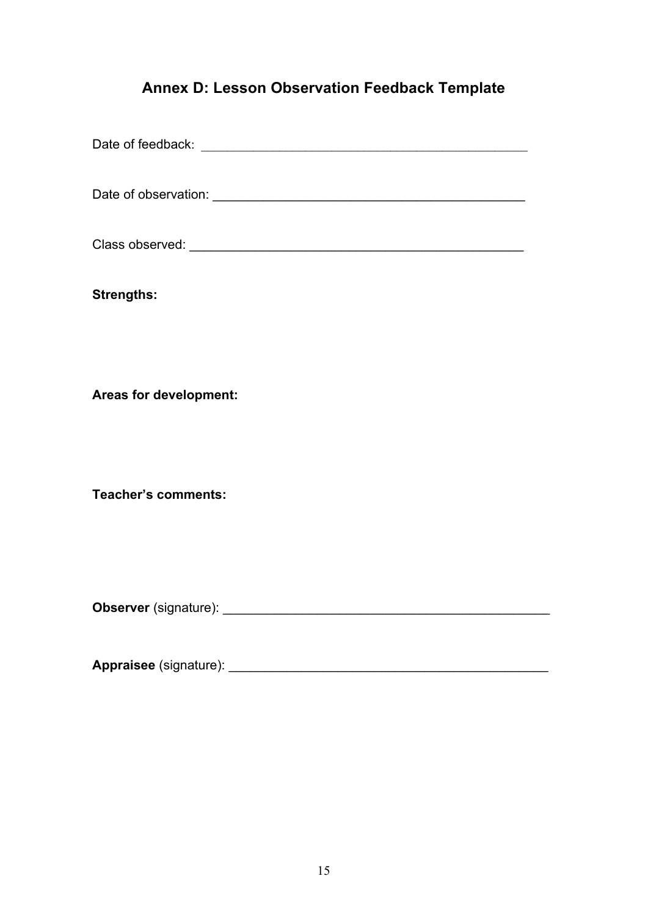## Annex D: Lesson Observation Feedback Template

Date of feedback: ______________________________________________

Date of observation: ____________________________________________

Class observed: _______________________________________________

**Strengths:**

**Areas for development:**

**Teacher's comments:**

**Observer** (signature): ______________________________________________

**Appraisee** (signature): ____________________________________________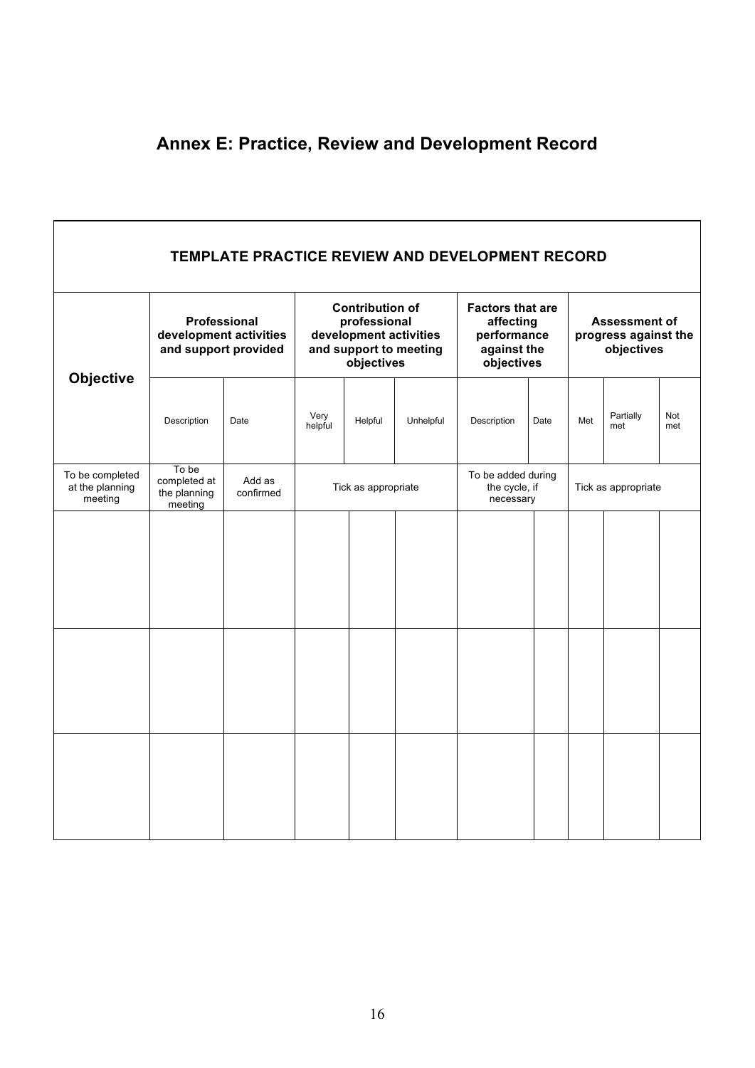## Annex E: Practice, Review and Development Record

| TEMPLATE PRACTICE REVIEW AND DEVELOPMENT RECORD | | | | | | | | | | |
|---|---|---|---|---|---|---|---|---|---|---|
| **Objective** | **Professional development activities and support provided** | | **Contribution of professional development activities and support to meeting objectives** | | | **Factors that are affecting performance against the objectives** | | **Assessment of progress against the objectives** | | |
| | Description | Date | Very helpful | Helpful | Unhelpful | Description | Date | Met | Partially met | Not met |
| To be completed at the planning meeting | To be completed at the planning meeting | Add as confirmed | Tick as appropriate | | | To be added during the cycle, if necessary | | Tick as appropriate | | |
| | | | | | | | | | | |
| | | | | | | | | | | |
| | | | | | | | | | | |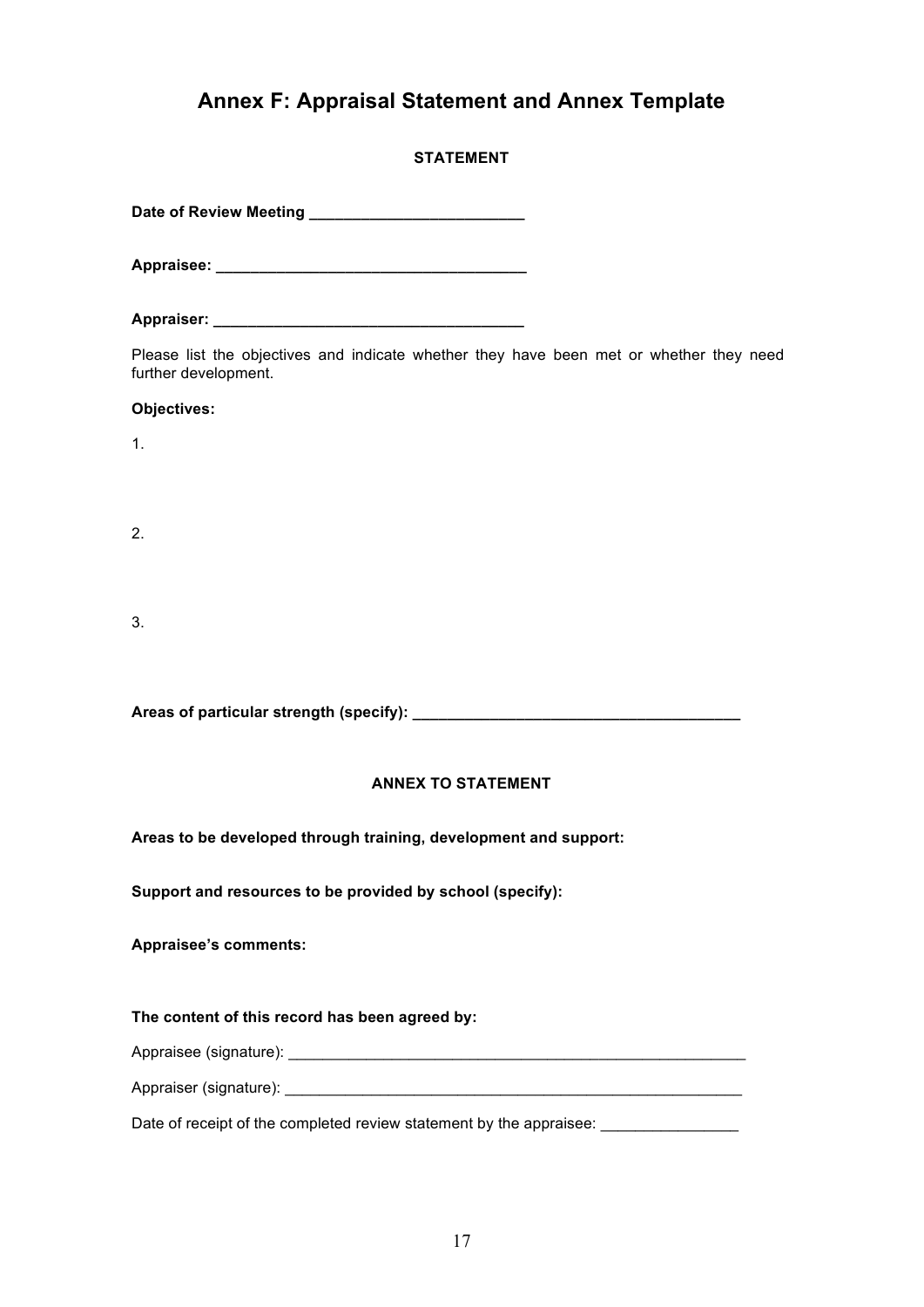# Annex F: Appraisal Statement and Annex Template

**STATEMENT**

**Date of Review Meeting _________________________**

**Appraisee: ____________________________________**

**Appraiser: ____________________________________**

Please list the objectives and indicate whether they have been met or whether they need further development.

**Objectives:**

1.

2.

3.

**Areas of particular strength (specify): ______________________________________**

**ANNEX TO STATEMENT**

**Areas to be developed through training, development and support:**

**Support and resources to be provided by school (specify):**

**Appraisee's comments:**

**The content of this record has been agreed by:**

Appraisee (signature): ________________________________________________________

Appraiser (signature): ________________________________________________________

Date of receipt of the completed review statement by the appraisee: ________________